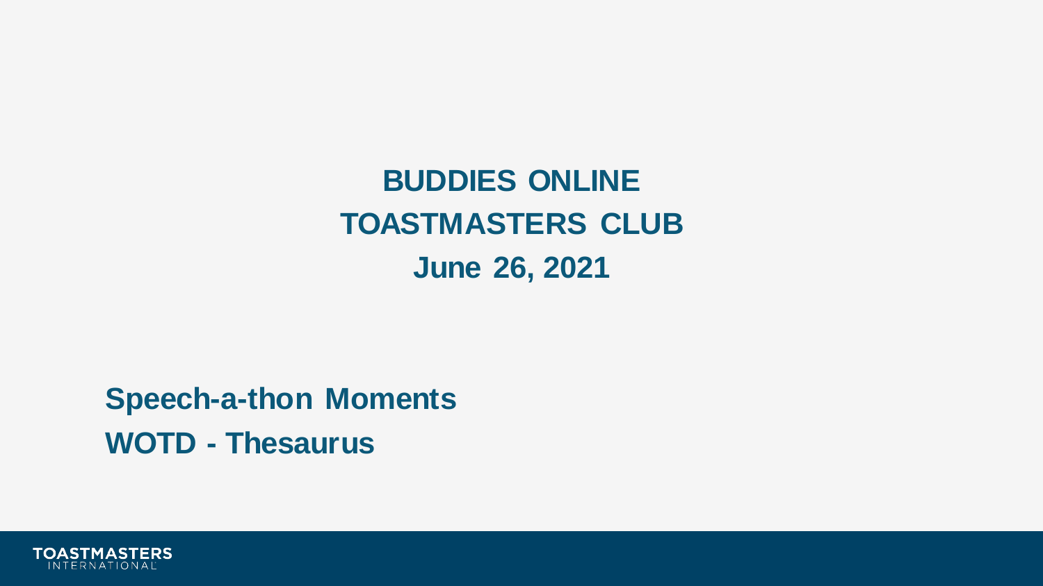# BUDDIES ONLINE TOASTMASTERS CLUB

## June 26, 2021

**Speech-a-thon Moments**

**WOTD - Thesaurus**

TOASTMASTERS INTERNATIONAL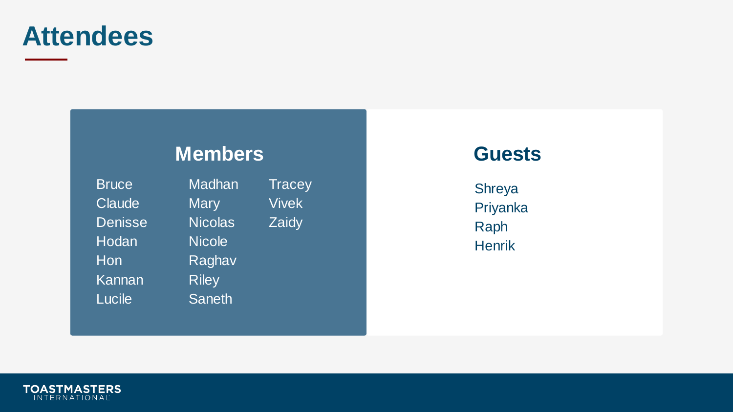# Attendees

## Members

- Bruce
- Claude
- Denisse
- Hodan
- Hon
- Kannan
- Lucile
- Madhan
- Mary
- Nicolas
- Nicole
- Raghav
- Riley
- Saneth
- Tracey
- Vivek
- Zaidy

## Guests

- Shreya
- Priyanka
- Raph
- Henrik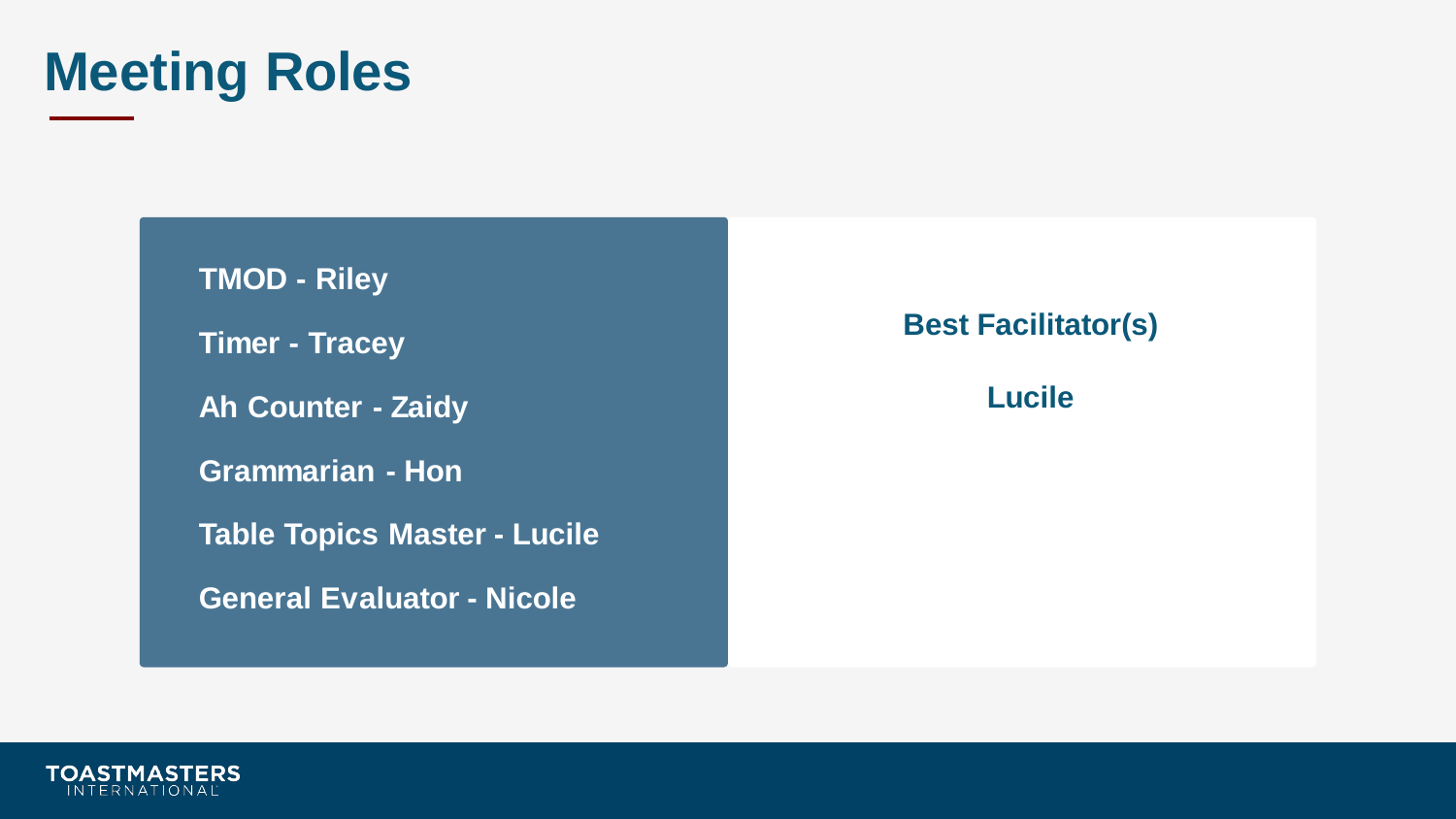# Meeting Roles

**TMOD - Riley**

**Timer - Tracey**

**Ah Counter - Zaidy**

**Grammarian - Hon**

**Table Topics Master - Lucile**

**General Evaluator - Nicole**

**Best Facilitator(s)**

**Lucile**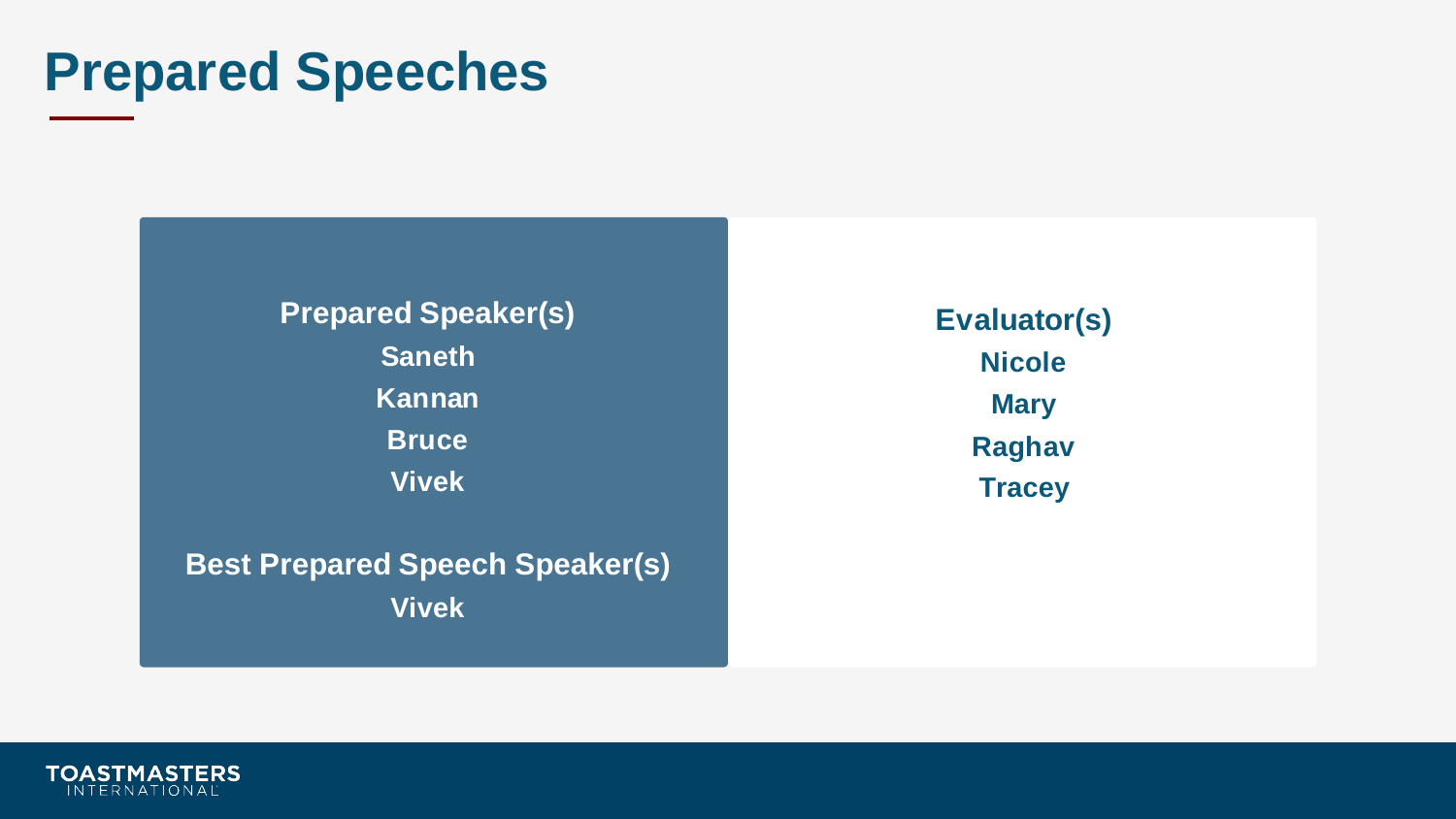# Prepared Speeches

**Prepared Speaker(s)**

**Saneth**

**Kannan**

**Bruce**

**Vivek**

**Best Prepared Speech Speaker(s)**

**Vivek**

**Evaluator(s)**

**Nicole**

**Mary**

**Raghav**

**Tracey**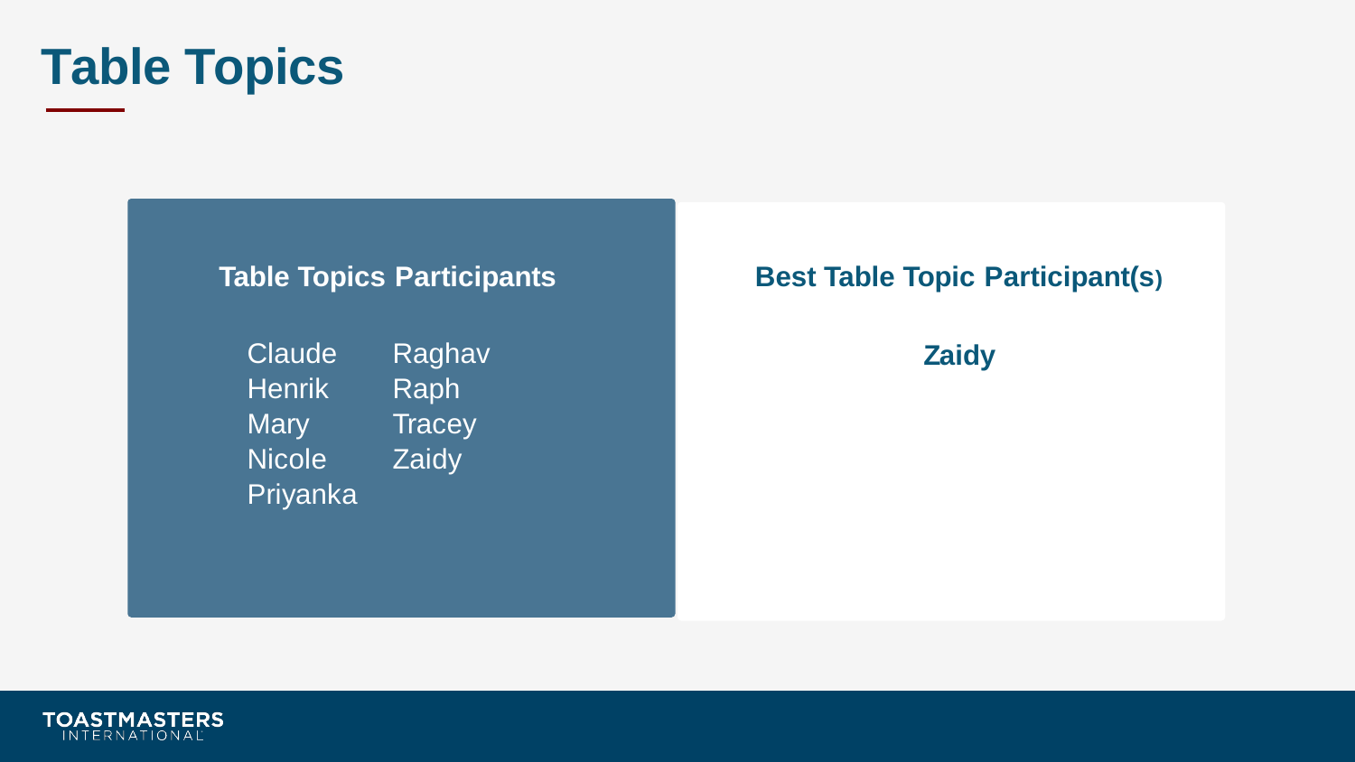# Table Topics

## Table Topics Participants

- Claude
- Henrik
- Mary
- Nicole
- Priyanka
- Raghav
- Raph
- Tracey
- Zaidy

## Best Table Topic Participant(s)

**Zaidy**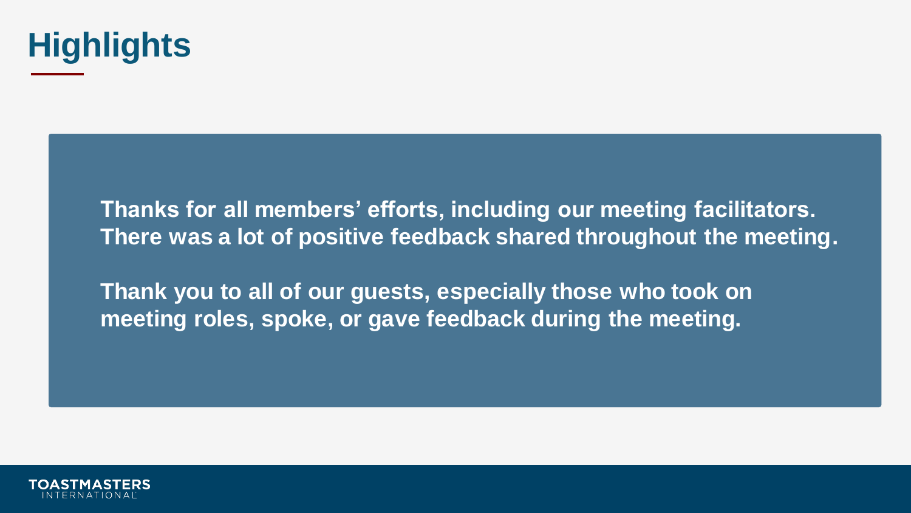# Highlights

**Thanks for all members' efforts, including our meeting facilitators. There was a lot of positive feedback shared throughout the meeting.**

**Thank you to all of our guests, especially those who took on meeting roles, spoke, or gave feedback during the meeting.**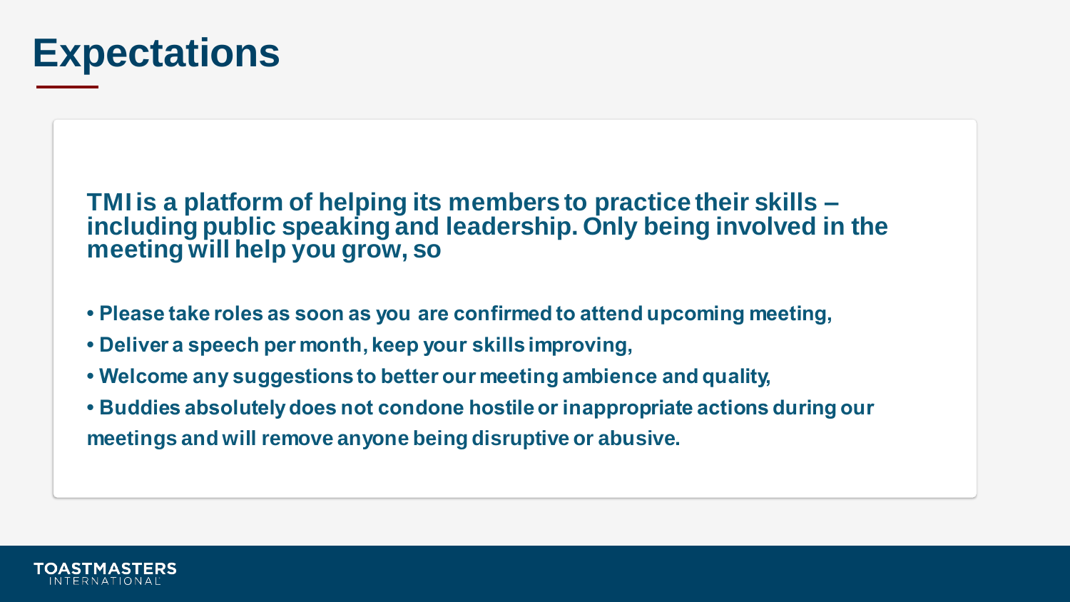# Expectations

**TMI is a platform of helping its members to practice their skills – including public speaking and leadership. Only being involved in the meeting will help you grow, so**

- **Please take roles as soon as you are confirmed to attend upcoming meeting,**
- **Deliver a speech per month, keep your skills improving,**
- **Welcome any suggestions to better our meeting ambience and quality,**
- **Buddies absolutely does not condone hostile or inappropriate actions during our meetings and will remove anyone being disruptive or abusive.**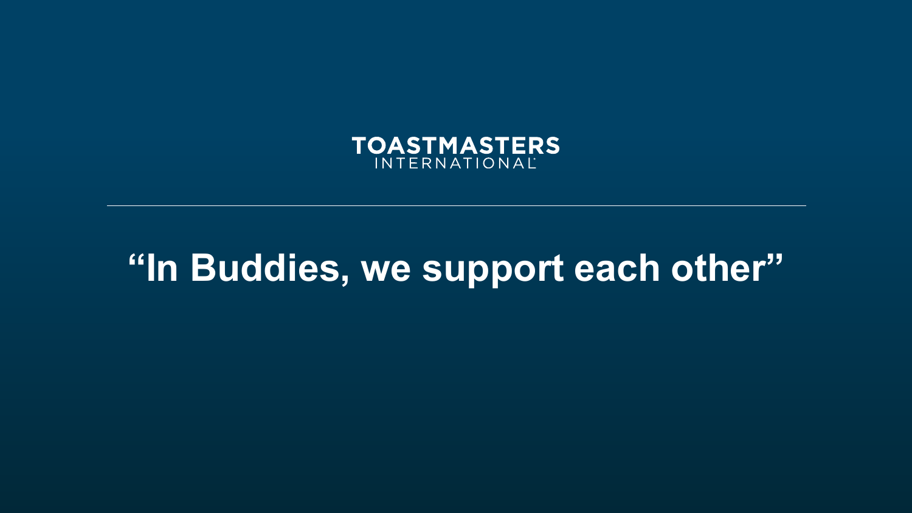TOASTMASTERS INTERNATIONAL

---

# “In Buddies, we support each other”